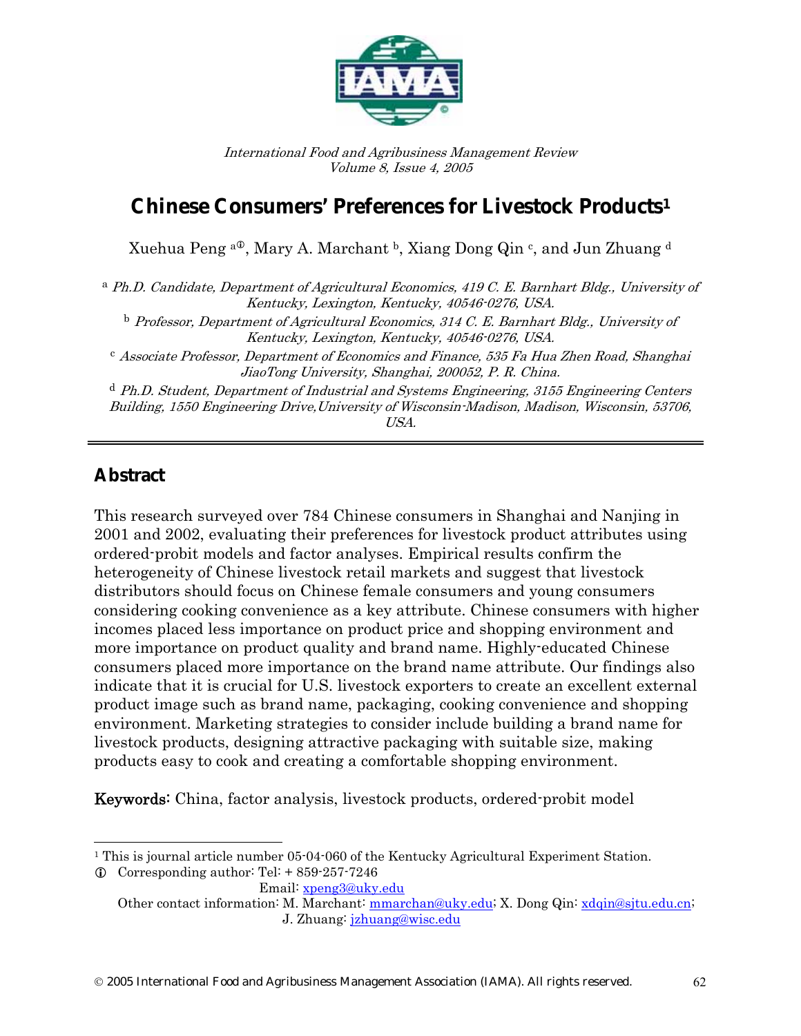International Food and Agribusiness Management Review
Volume 8, Issue 4, 2005

# Chinese Consumers' Preferences for Livestock Products[1]

Xuehua Peng [a①], Mary A. Marchant [b], Xiang Dong Qin [c], and Jun Zhuang [d]

[a] *Ph.D. Candidate, Department of Agricultural Economics, 419 C. E. Barnhart Bldg., University of Kentucky, Lexington, Kentucky, 40546-0276, USA.*

[b] *Professor, Department of Agricultural Economics, 314 C. E. Barnhart Bldg., University of Kentucky, Lexington, Kentucky, 40546-0276, USA.*

[c] *Associate Professor, Department of Economics and Finance, 535 Fa Hua Zhen Road, Shanghai JiaoTong University, Shanghai, 200052, P. R. China.*

[d] *Ph.D. Student, Department of Industrial and Systems Engineering, 3155 Engineering Centers Building, 1550 Engineering Drive, University of Wisconsin-Madison, Madison, Wisconsin, 53706, USA.*

## Abstract

This research surveyed over 784 Chinese consumers in Shanghai and Nanjing in 2001 and 2002, evaluating their preferences for livestock product attributes using ordered-probit models and factor analyses. Empirical results confirm the heterogeneity of Chinese livestock retail markets and suggest that livestock distributors should focus on Chinese female consumers and young consumers considering cooking convenience as a key attribute. Chinese consumers with higher incomes placed less importance on product price and shopping environment and more importance on product quality and brand name. Highly-educated Chinese consumers placed more importance on the brand name attribute. Our findings also indicate that it is crucial for U.S. livestock exporters to create an excellent external product image such as brand name, packaging, cooking convenience and shopping environment. Marketing strategies to consider include building a brand name for livestock products, designing attractive packaging with suitable size, making products easy to cook and creating a comfortable shopping environment.

**Keywords:** China, factor analysis, livestock products, ordered-probit model

---

[1] This is journal article number 05-04-060 of the Kentucky Agricultural Experiment Station.

① Corresponding author: Tel: + 859-257-7246
Email: xpeng3@uky.edu
Other contact information: M. Marchant: mmarchan@uky.edu; X. Dong Qin: xdqin@sjtu.edu.cn; J. Zhuang: jzhuang@wisc.edu

© 2005 International Food and Agribusiness Management Association (IAMA). All rights reserved.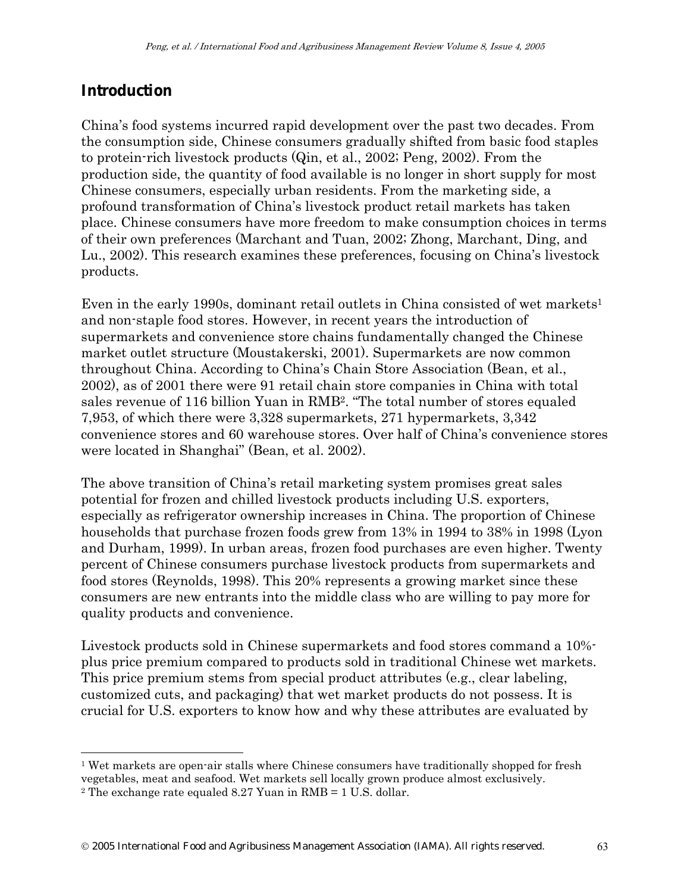## Introduction

China's food systems incurred rapid development over the past two decades. From the consumption side, Chinese consumers gradually shifted from basic food staples to protein-rich livestock products (Qin, et al., 2002; Peng, 2002). From the production side, the quantity of food available is no longer in short supply for most Chinese consumers, especially urban residents. From the marketing side, a profound transformation of China's livestock product retail markets has taken place. Chinese consumers have more freedom to make consumption choices in terms of their own preferences (Marchant and Tuan, 2002; Zhong, Marchant, Ding, and Lu., 2002). This research examines these preferences, focusing on China's livestock products.

Even in the early 1990s, dominant retail outlets in China consisted of wet markets[1] and non-staple food stores. However, in recent years the introduction of supermarkets and convenience store chains fundamentally changed the Chinese market outlet structure (Moustakerski, 2001). Supermarkets are now common throughout China. According to China's Chain Store Association (Bean, et al., 2002), as of 2001 there were 91 retail chain store companies in China with total sales revenue of 116 billion Yuan in RMB[2]. "The total number of stores equaled 7,953, of which there were 3,328 supermarkets, 271 hypermarkets, 3,342 convenience stores and 60 warehouse stores. Over half of China's convenience stores were located in Shanghai" (Bean, et al. 2002).

The above transition of China's retail marketing system promises great sales potential for frozen and chilled livestock products including U.S. exporters, especially as refrigerator ownership increases in China. The proportion of Chinese households that purchase frozen foods grew from 13% in 1994 to 38% in 1998 (Lyon and Durham, 1999). In urban areas, frozen food purchases are even higher. Twenty percent of Chinese consumers purchase livestock products from supermarkets and food stores (Reynolds, 1998). This 20% represents a growing market since these consumers are new entrants into the middle class who are willing to pay more for quality products and convenience.

Livestock products sold in Chinese supermarkets and food stores command a 10%-plus price premium compared to products sold in traditional Chinese wet markets. This price premium stems from special product attributes (e.g., clear labeling, customized cuts, and packaging) that wet market products do not possess. It is crucial for U.S. exporters to know how and why these attributes are evaluated by

---

[1] Wet markets are open-air stalls where Chinese consumers have traditionally shopped for fresh vegetables, meat and seafood. Wet markets sell locally grown produce almost exclusively.

[2] The exchange rate equaled 8.27 Yuan in RMB = 1 U.S. dollar.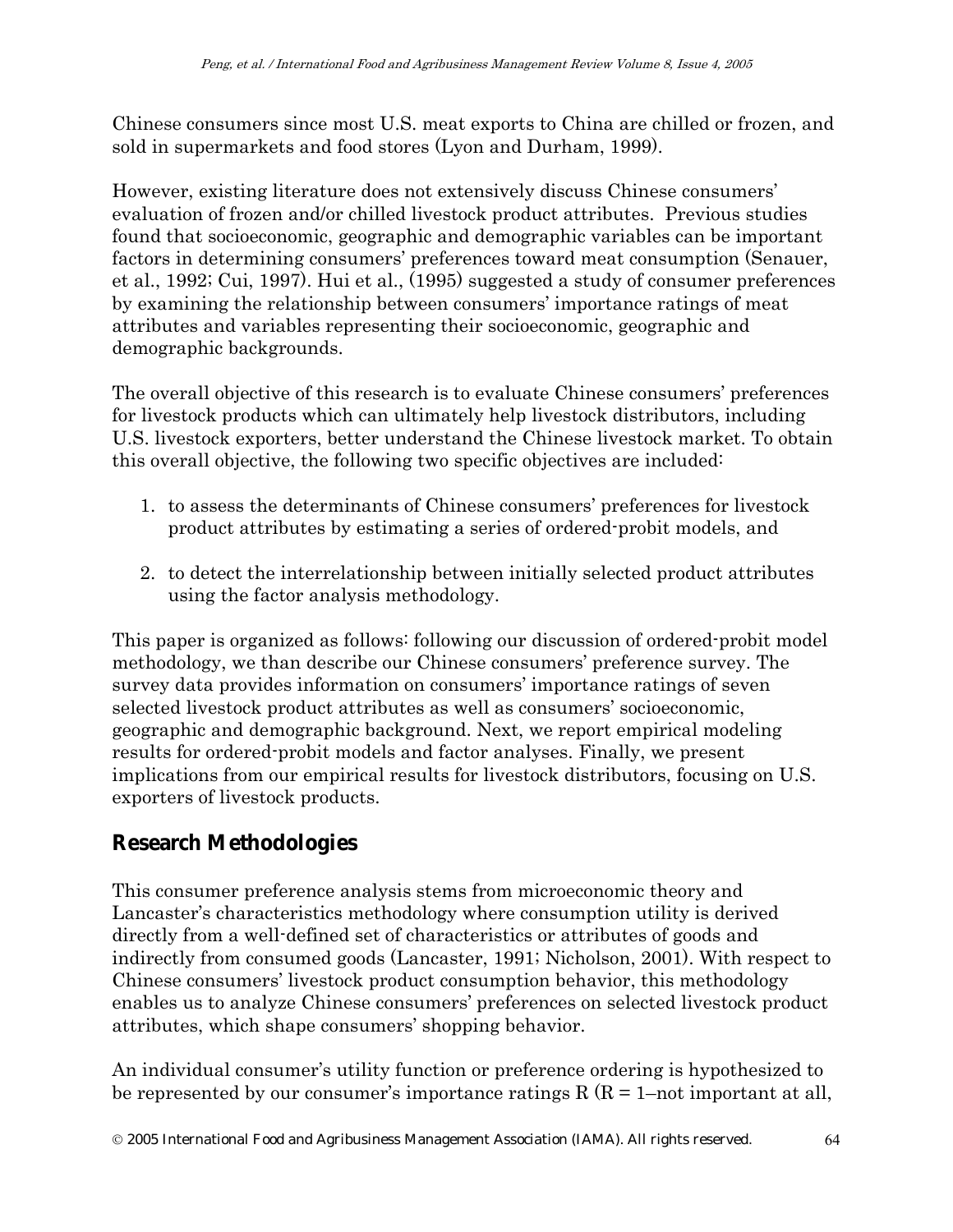Chinese consumers since most U.S. meat exports to China are chilled or frozen, and sold in supermarkets and food stores (Lyon and Durham, 1999).

However, existing literature does not extensively discuss Chinese consumers' evaluation of frozen and/or chilled livestock product attributes. Previous studies found that socioeconomic, geographic and demographic variables can be important factors in determining consumers' preferences toward meat consumption (Senauer, et al., 1992; Cui, 1997). Hui et al., (1995) suggested a study of consumer preferences by examining the relationship between consumers' importance ratings of meat attributes and variables representing their socioeconomic, geographic and demographic backgrounds.

The overall objective of this research is to evaluate Chinese consumers' preferences for livestock products which can ultimately help livestock distributors, including U.S. livestock exporters, better understand the Chinese livestock market. To obtain this overall objective, the following two specific objectives are included:

1. to assess the determinants of Chinese consumers' preferences for livestock product attributes by estimating a series of ordered-probit models, and
2. to detect the interrelationship between initially selected product attributes using the factor analysis methodology.

This paper is organized as follows: following our discussion of ordered-probit model methodology, we than describe our Chinese consumers' preference survey. The survey data provides information on consumers' importance ratings of seven selected livestock product attributes as well as consumers' socioeconomic, geographic and demographic background. Next, we report empirical modeling results for ordered-probit models and factor analyses. Finally, we present implications from our empirical results for livestock distributors, focusing on U.S. exporters of livestock products.

## Research Methodologies

This consumer preference analysis stems from microeconomic theory and Lancaster's characteristics methodology where consumption utility is derived directly from a well-defined set of characteristics or attributes of goods and indirectly from consumed goods (Lancaster, 1991; Nicholson, 2001). With respect to Chinese consumers' livestock product consumption behavior, this methodology enables us to analyze Chinese consumers' preferences on selected livestock product attributes, which shape consumers' shopping behavior.

An individual consumer's utility function or preference ordering is hypothesized to be represented by our consumer's importance ratings $R$ ($R$ = 1–not important at all,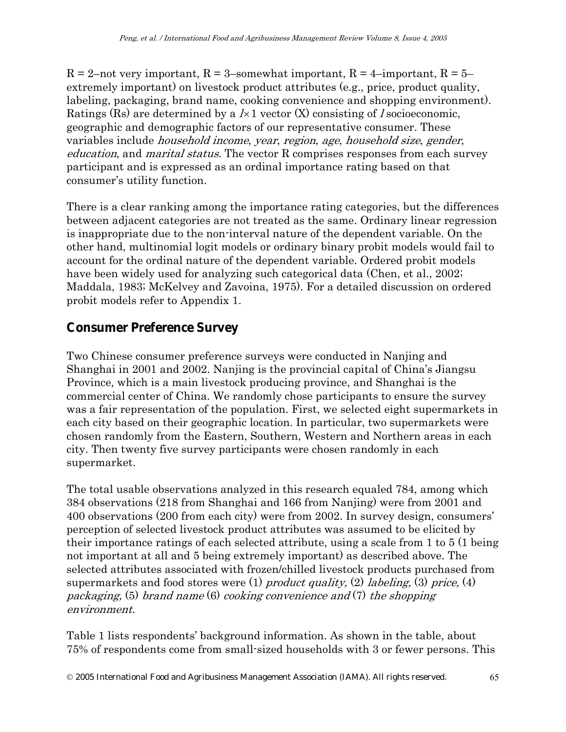$R = 2$–not very important, $R = 3$–somewhat important, $R = 4$–important, $R = 5$–extremely important) on livestock product attributes (e.g., price, product quality, labeling, packaging, brand name, cooking convenience and shopping environment). Ratings (Rs) are determined by a $I \times 1$ vector (X) consisting of $I$ socioeconomic, geographic and demographic factors of our representative consumer. These variables include *household income*, *year*, *region*, *age*, *household size*, *gender*, *education*, and *marital status.* The vector R comprises responses from each survey participant and is expressed as an ordinal importance rating based on that consumer's utility function.

There is a clear ranking among the importance rating categories, but the differences between adjacent categories are not treated as the same. Ordinary linear regression is inappropriate due to the non-interval nature of the dependent variable. On the other hand, multinomial logit models or ordinary binary probit models would fail to account for the ordinal nature of the dependent variable. Ordered probit models have been widely used for analyzing such categorical data (Chen, et al., 2002; Maddala, 1983; McKelvey and Zavoina, 1975). For a detailed discussion on ordered probit models refer to Appendix 1.

## Consumer Preference Survey

Two Chinese consumer preference surveys were conducted in Nanjing and Shanghai in 2001 and 2002. Nanjing is the provincial capital of China's Jiangsu Province, which is a main livestock producing province, and Shanghai is the commercial center of China. We randomly chose participants to ensure the survey was a fair representation of the population. First, we selected eight supermarkets in each city based on their geographic location. In particular, two supermarkets were chosen randomly from the Eastern, Southern, Western and Northern areas in each city. Then twenty five survey participants were chosen randomly in each supermarket.

The total usable observations analyzed in this research equaled 784, among which 384 observations (218 from Shanghai and 166 from Nanjing) were from 2001 and 400 observations (200 from each city) were from 2002. In survey design, consumers' perception of selected livestock product attributes was assumed to be elicited by their importance ratings of each selected attribute, using a scale from 1 to 5 (1 being not important at all and 5 being extremely important) as described above. The selected attributes associated with frozen/chilled livestock products purchased from supermarkets and food stores were (1) *product quality,* (2) *labeling,* (3) *price,* (4) *packaging,* (5) *brand name* (6) *cooking convenience and* (7) *the shopping environment.*

Table 1 lists respondents' background information. As shown in the table, about 75% of respondents come from small-sized households with 3 or fewer persons. This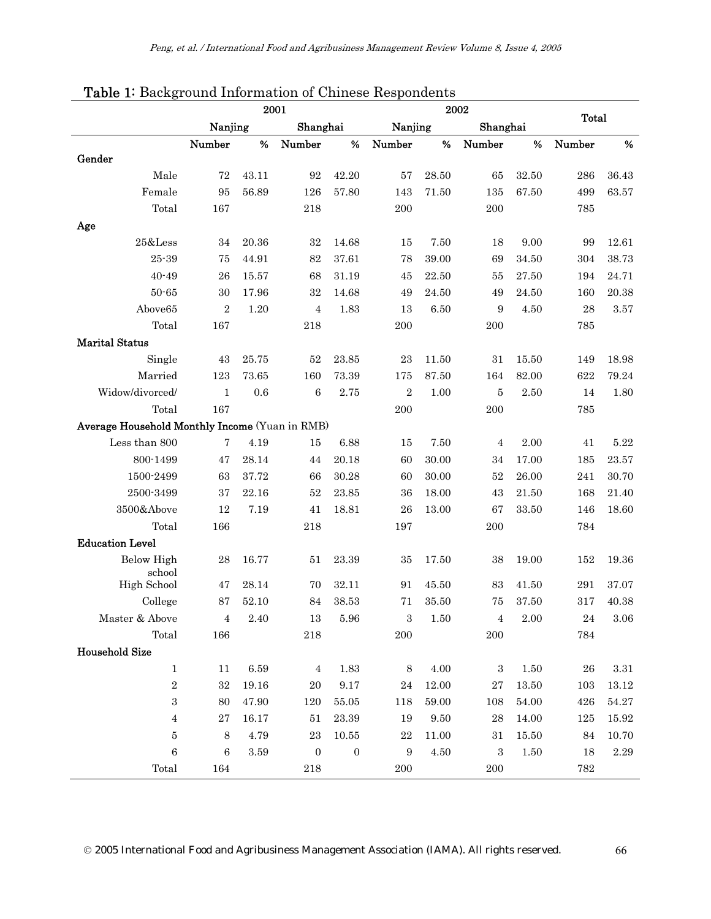**Table 1:** Background Information of Chinese Respondents

| | 2001 | | | | 2002 | | | | Total | |
|---|---|---|---|---|---|---|---|---|---|---|
| | Nanjing | | Shanghai | | Nanjing | | Shanghai | | | |
| | Number | % | Number | % | Number | % | Number | % | Number | % |
| **Gender** | | | | | | | | | | |
| Male | 72 | 43.11 | 92 | 42.20 | 57 | 28.50 | 65 | 32.50 | 286 | 36.43 |
| Female | 95 | 56.89 | 126 | 57.80 | 143 | 71.50 | 135 | 67.50 | 499 | 63.57 |
| Total | 167 | | 218 | | 200 | | 200 | | 785 | |
| **Age** | | | | | | | | | | |
| 25&Less | 34 | 20.36 | 32 | 14.68 | 15 | 7.50 | 18 | 9.00 | 99 | 12.61 |
| 25-39 | 75 | 44.91 | 82 | 37.61 | 78 | 39.00 | 69 | 34.50 | 304 | 38.73 |
| 40-49 | 26 | 15.57 | 68 | 31.19 | 45 | 22.50 | 55 | 27.50 | 194 | 24.71 |
| 50-65 | 30 | 17.96 | 32 | 14.68 | 49 | 24.50 | 49 | 24.50 | 160 | 20.38 |
| Above65 | 2 | 1.20 | 4 | 1.83 | 13 | 6.50 | 9 | 4.50 | 28 | 3.57 |
| Total | 167 | | 218 | | 200 | | 200 | | 785 | |
| **Marital Status** | | | | | | | | | | |
| Single | 43 | 25.75 | 52 | 23.85 | 23 | 11.50 | 31 | 15.50 | 149 | 18.98 |
| Married | 123 | 73.65 | 160 | 73.39 | 175 | 87.50 | 164 | 82.00 | 622 | 79.24 |
| Widow/divorced/ | 1 | 0.6 | 6 | 2.75 | 2 | 1.00 | 5 | 2.50 | 14 | 1.80 |
| Total | 167 | | | | 200 | | 200 | | 785 | |
| **Average Household Monthly Income** (Yuan in RMB) | | | | | | | | | | |
| Less than 800 | 7 | 4.19 | 15 | 6.88 | 15 | 7.50 | 4 | 2.00 | 41 | 5.22 |
| 800-1499 | 47 | 28.14 | 44 | 20.18 | 60 | 30.00 | 34 | 17.00 | 185 | 23.57 |
| 1500-2499 | 63 | 37.72 | 66 | 30.28 | 60 | 30.00 | 52 | 26.00 | 241 | 30.70 |
| 2500-3499 | 37 | 22.16 | 52 | 23.85 | 36 | 18.00 | 43 | 21.50 | 168 | 21.40 |
| 3500&Above | 12 | 7.19 | 41 | 18.81 | 26 | 13.00 | 67 | 33.50 | 146 | 18.60 |
| Total | 166 | | 218 | | 197 | | 200 | | 784 | |
| **Education Level** | | | | | | | | | | |
| Below High school | 28 | 16.77 | 51 | 23.39 | 35 | 17.50 | 38 | 19.00 | 152 | 19.36 |
| High School | 47 | 28.14 | 70 | 32.11 | 91 | 45.50 | 83 | 41.50 | 291 | 37.07 |
| College | 87 | 52.10 | 84 | 38.53 | 71 | 35.50 | 75 | 37.50 | 317 | 40.38 |
| Master & Above | 4 | 2.40 | 13 | 5.96 | 3 | 1.50 | 4 | 2.00 | 24 | 3.06 |
| Total | 166 | | 218 | | 200 | | 200 | | 784 | |
| **Household Size** | | | | | | | | | | |
| 1 | 11 | 6.59 | 4 | 1.83 | 8 | 4.00 | 3 | 1.50 | 26 | 3.31 |
| 2 | 32 | 19.16 | 20 | 9.17 | 24 | 12.00 | 27 | 13.50 | 103 | 13.12 |
| 3 | 80 | 47.90 | 120 | 55.05 | 118 | 59.00 | 108 | 54.00 | 426 | 54.27 |
| 4 | 27 | 16.17 | 51 | 23.39 | 19 | 9.50 | 28 | 14.00 | 125 | 15.92 |
| 5 | 8 | 4.79 | 23 | 10.55 | 22 | 11.00 | 31 | 15.50 | 84 | 10.70 |
| 6 | 6 | 3.59 | 0 | 0 | 9 | 4.50 | 3 | 1.50 | 18 | 2.29 |
| Total | 164 | | 218 | | 200 | | 200 | | 782 | |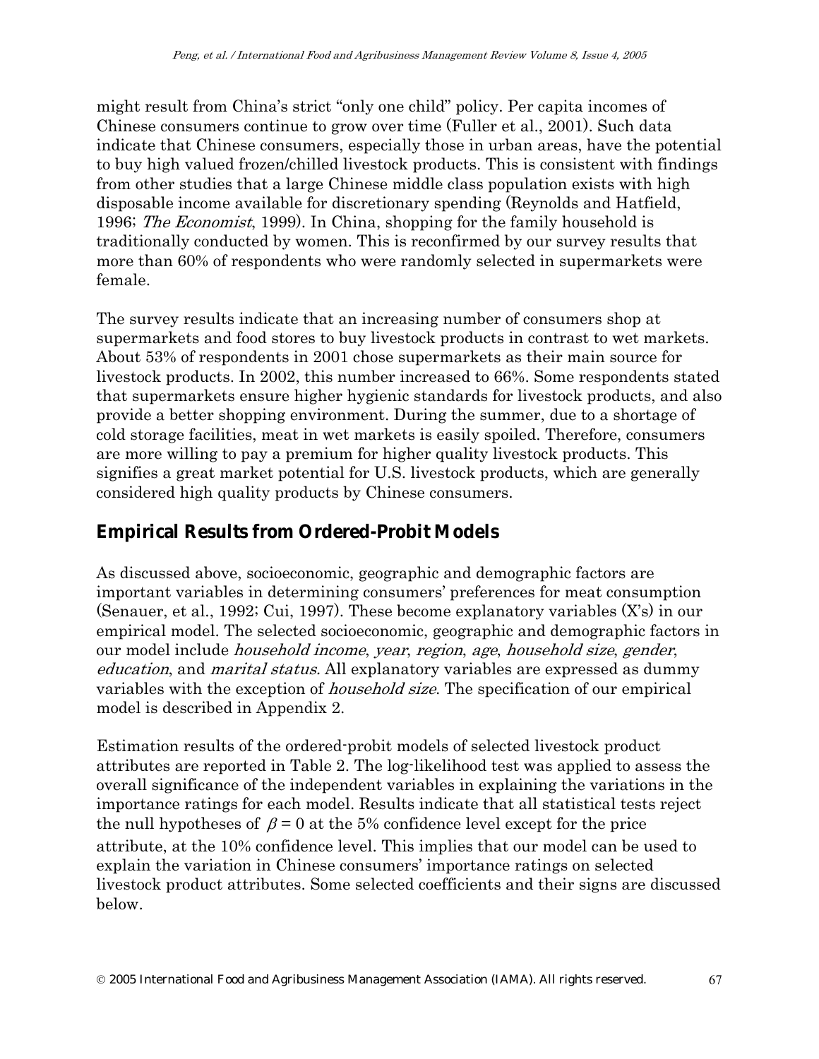might result from China's strict "only one child" policy. Per capita incomes of Chinese consumers continue to grow over time (Fuller et al., 2001). Such data indicate that Chinese consumers, especially those in urban areas, have the potential to buy high valued frozen/chilled livestock products. This is consistent with findings from other studies that a large Chinese middle class population exists with high disposable income available for discretionary spending (Reynolds and Hatfield, 1996; *The Economist*, 1999). In China, shopping for the family household is traditionally conducted by women. This is reconfirmed by our survey results that more than 60% of respondents who were randomly selected in supermarkets were female.

The survey results indicate that an increasing number of consumers shop at supermarkets and food stores to buy livestock products in contrast to wet markets. About 53% of respondents in 2001 chose supermarkets as their main source for livestock products. In 2002, this number increased to 66%. Some respondents stated that supermarkets ensure higher hygienic standards for livestock products, and also provide a better shopping environment. During the summer, due to a shortage of cold storage facilities, meat in wet markets is easily spoiled. Therefore, consumers are more willing to pay a premium for higher quality livestock products. This signifies a great market potential for U.S. livestock products, which are generally considered high quality products by Chinese consumers.

## Empirical Results from Ordered-Probit Models

As discussed above, socioeconomic, geographic and demographic factors are important variables in determining consumers' preferences for meat consumption (Senauer, et al., 1992; Cui, 1997). These become explanatory variables (X's) in our empirical model. The selected socioeconomic, geographic and demographic factors in our model include *household income*, *year*, *region*, *age*, *household size*, *gender*, *education*, and *marital status.* All explanatory variables are expressed as dummy variables with the exception of *household size*. The specification of our empirical model is described in Appendix 2.

Estimation results of the ordered-probit models of selected livestock product attributes are reported in Table 2. The log-likelihood test was applied to assess the overall significance of the independent variables in explaining the variations in the importance ratings for each model. Results indicate that all statistical tests reject the null hypotheses of $\beta = 0$ at the 5% confidence level except for the price attribute, at the 10% confidence level. This implies that our model can be used to explain the variation in Chinese consumers' importance ratings on selected livestock product attributes. Some selected coefficients and their signs are discussed below.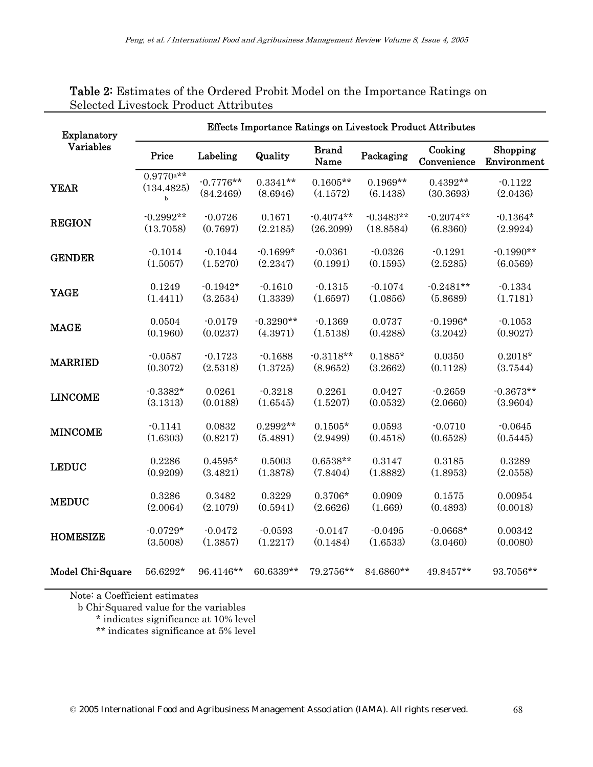**Table 2:** Estimates of the Ordered Probit Model on the Importance Ratings on Selected Livestock Product Attributes

| Explanatory Variables | Effects Importance Ratings on Livestock Product Attributes | | | | | | |
|---|---|---|---|---|---|---|---|
| | Price | Labeling | Quality | Brand Name | Packaging | Cooking Convenience | Shopping Environment |
| YEAR | 0.9770[a]** (134.4825)[b] | -0.7776** (84.2469) | 0.3341** (8.6946) | 0.1605** (4.1572) | 0.1969** (6.1438) | 0.4392** (30.3693) | -0.1122 (2.0436) |
| REGION | -0.2992** (13.7058) | -0.0726 (0.7697) | 0.1671 (2.2185) | -0.4074** (26.2099) | -0.3483** (18.8584) | -0.2074** (6.8360) | -0.1364* (2.9924) |
| GENDER | -0.1014 (1.5057) | -0.1044 (1.5270) | -0.1699* (2.2347) | -0.0361 (0.1991) | -0.0326 (0.1595) | -0.1291 (2.5285) | -0.1990** (6.0569) |
| YAGE | 0.1249 (1.4411) | -0.1942* (3.2534) | -0.1610 (1.3339) | -0.1315 (1.6597) | -0.1074 (1.0856) | -0.2481** (5.8689) | -0.1334 (1.7181) |
| MAGE | 0.0504 (0.1960) | -0.0179 (0.0237) | -0.3290** (4.3971) | -0.1369 (1.5138) | 0.0737 (0.4288) | -0.1996* (3.2042) | -0.1053 (0.9027) |
| MARRIED | -0.0587 (0.3072) | -0.1723 (2.5318) | -0.1688 (1.3725) | -0.3118** (8.9652) | 0.1885* (3.2662) | 0.0350 (0.1128) | 0.2018* (3.7544) |
| LINCOME | -0.3382* (3.1313) | 0.0261 (0.0188) | -0.3218 (1.6545) | 0.2261 (1.5207) | 0.0427 (0.0532) | -0.2659 (2.0660) | -0.3673** (3.9604) |
| MINCOME | -0.1141 (1.6303) | 0.0832 (0.8217) | 0.2992** (5.4891) | 0.1505* (2.9499) | 0.0593 (0.4518) | -0.0710 (0.6528) | -0.0645 (0.5445) |
| LEDUC | 0.2286 (0.9209) | 0.4595* (3.4821) | 0.5003 (1.3878) | 0.6538** (7.8404) | 0.3147 (1.8882) | 0.3185 (1.8953) | 0.3289 (2.0558) |
| MEDUC | 0.3286 (2.0064) | 0.3482 (2.1079) | 0.3229 (0.5941) | 0.3706* (2.6626) | 0.0909 (1.669) | 0.1575 (0.4893) | 0.00954 (0.0018) |
| HOMESIZE | -0.0729* (3.5008) | -0.0472 (1.3857) | -0.0593 (1.2217) | -0.0147 (0.1484) | -0.0495 (1.6533) | -0.0668* (3.0460) | 0.00342 (0.0080) |
| Model Chi-Square | 56.6292* | 96.4146** | 60.6339** | 79.2756** | 84.6860** | 49.8457** | 93.7056** |

Note: a Coefficient estimates

b Chi-Squared value for the variables

\* indicates significance at 10% level

\*\* indicates significance at 5% level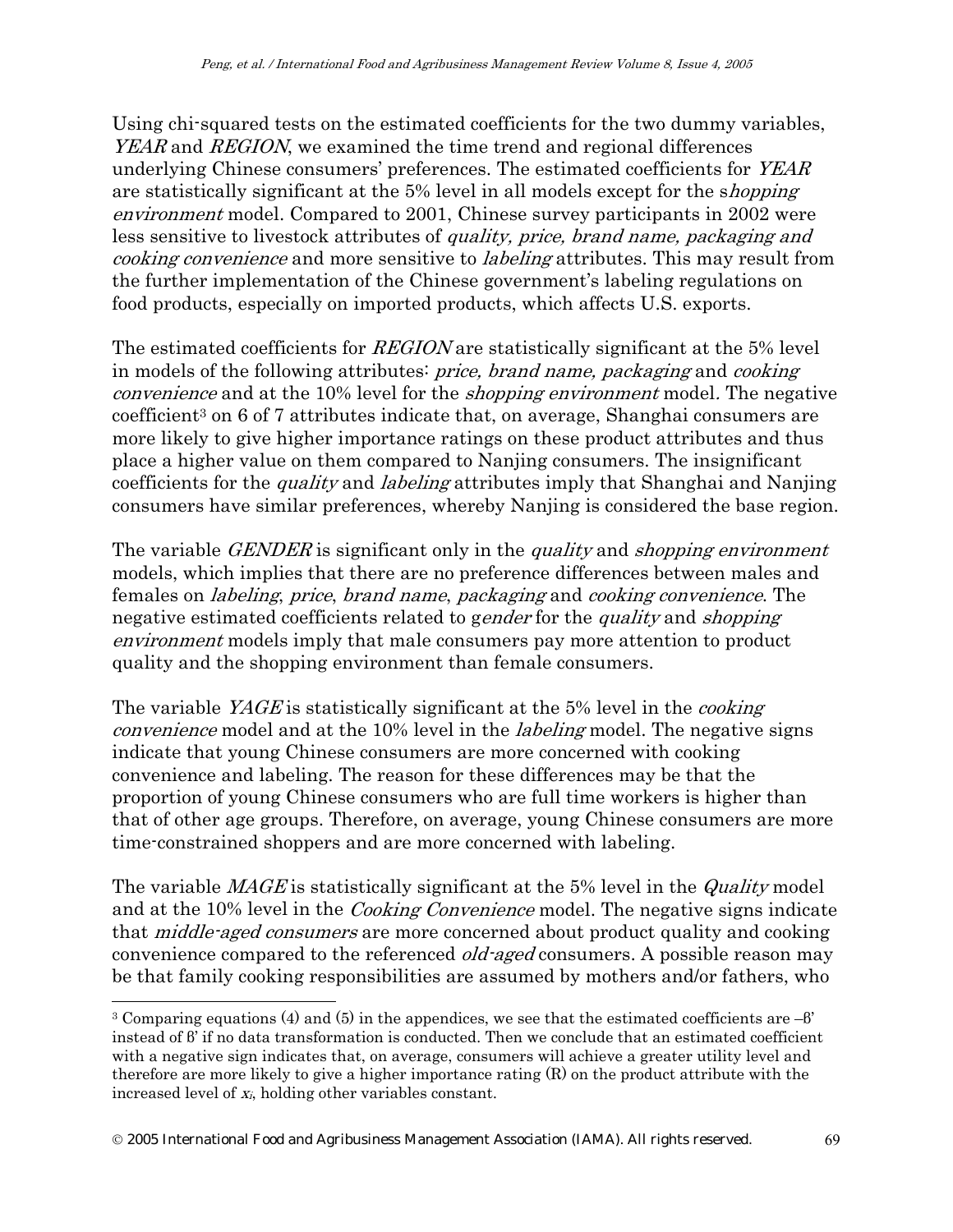Using chi-squared tests on the estimated coefficients for the two dummy variables, *YEAR* and *REGION*, we examined the time trend and regional differences underlying Chinese consumers' preferences. The estimated coefficients for *YEAR* are statistically significant at the 5% level in all models except for the s*hopping environment* model. Compared to 2001, Chinese survey participants in 2002 were less sensitive to livestock attributes of *quality, price, brand name, packaging and cooking convenience* and more sensitive to *labeling* attributes. This may result from the further implementation of the Chinese government's labeling regulations on food products, especially on imported products, which affects U.S. exports.

The estimated coefficients for *REGION* are statistically significant at the 5% level in models of the following attributes: *price, brand name, packaging* and *cooking convenience* and at the 10% level for the *shopping environment* model. The negative coefficient[3] on 6 of 7 attributes indicate that, on average, Shanghai consumers are more likely to give higher importance ratings on these product attributes and thus place a higher value on them compared to Nanjing consumers. The insignificant coefficients for the *quality* and *labeling* attributes imply that Shanghai and Nanjing consumers have similar preferences, whereby Nanjing is considered the base region.

The variable *GENDER* is significant only in the *quality* and *shopping environment* models, which implies that there are no preference differences between males and females on *labeling*, *price*, *brand name*, *packaging* and *cooking convenience*. The negative estimated coefficients related to g*ender* for the *quality* and *shopping environment* models imply that male consumers pay more attention to product quality and the shopping environment than female consumers.

The variable *YAGE* is statistically significant at the 5% level in the *cooking convenience* model and at the 10% level in the *labeling* model. The negative signs indicate that young Chinese consumers are more concerned with cooking convenience and labeling. The reason for these differences may be that the proportion of young Chinese consumers who are full time workers is higher than that of other age groups. Therefore, on average, young Chinese consumers are more time-constrained shoppers and are more concerned with labeling.

The variable *MAGE* is statistically significant at the 5% level in the *Quality* model and at the 10% level in the *Cooking Convenience* model. The negative signs indicate that *middle-aged consumers* are more concerned about product quality and cooking convenience compared to the referenced *old-aged* consumers. A possible reason may be that family cooking responsibilities are assumed by mothers and/or fathers, who

---

[3] Comparing equations (4) and (5) in the appendices, we see that the estimated coefficients are $-\beta'$ instead of $\beta'$ if no data transformation is conducted. Then we conclude that an estimated coefficient with a negative sign indicates that, on average, consumers will achieve a greater utility level and therefore are more likely to give a higher importance rating (R) on the product attribute with the increased level of $x_i$, holding other variables constant.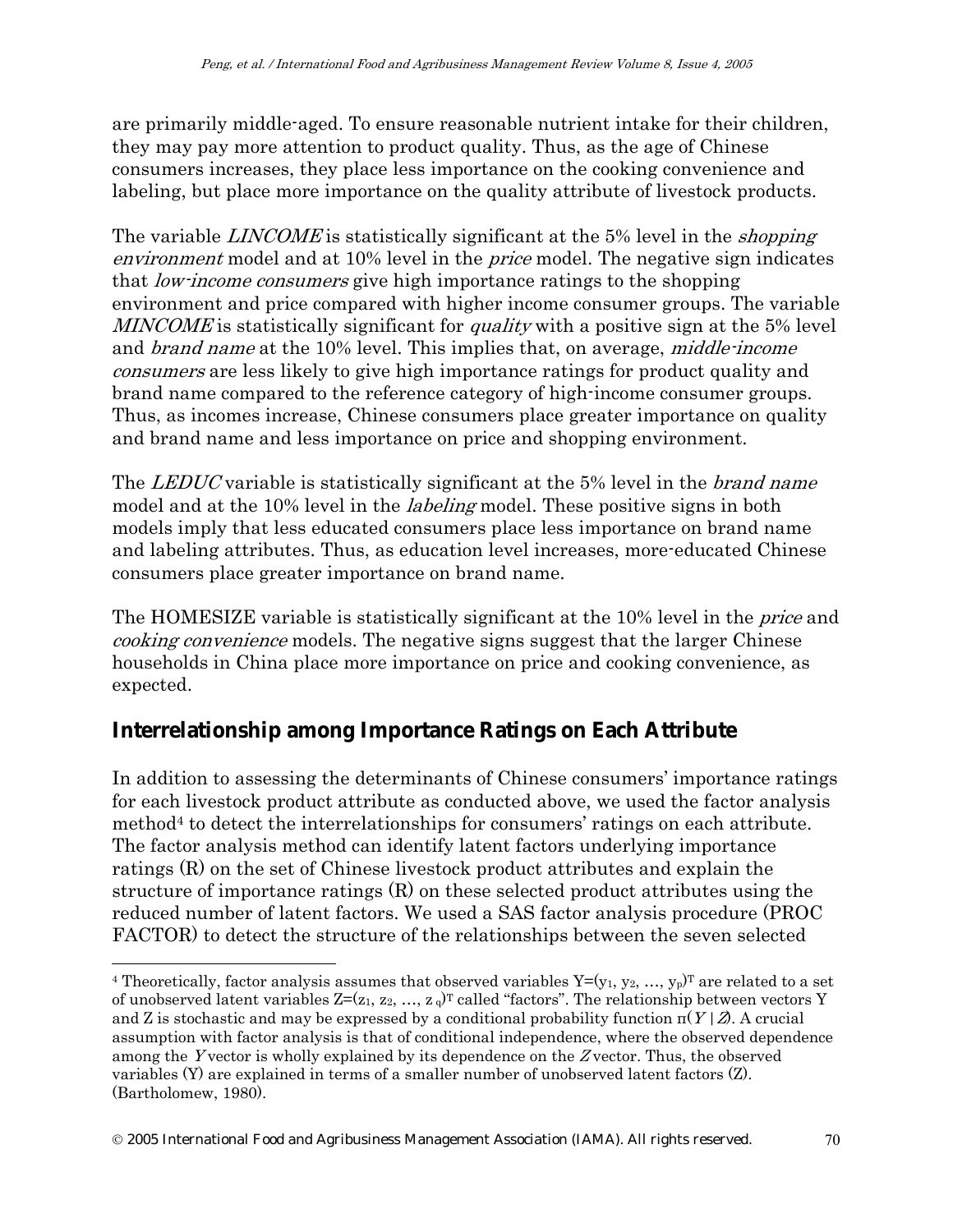are primarily middle-aged. To ensure reasonable nutrient intake for their children, they may pay more attention to product quality. Thus, as the age of Chinese consumers increases, they place less importance on the cooking convenience and labeling, but place more importance on the quality attribute of livestock products.

The variable *LINCOME* is statistically significant at the 5% level in the *shopping environment* model and at 10% level in the *price* model. The negative sign indicates that *low-income consumers* give high importance ratings to the shopping environment and price compared with higher income consumer groups. The variable *MINCOME* is statistically significant for *quality* with a positive sign at the 5% level and *brand name* at the 10% level. This implies that, on average, *middle-income consumers* are less likely to give high importance ratings for product quality and brand name compared to the reference category of high-income consumer groups. Thus, as incomes increase, Chinese consumers place greater importance on quality and brand name and less importance on price and shopping environment.

The *LEDUC* variable is statistically significant at the 5% level in the *brand name* model and at the 10% level in the *labeling* model. These positive signs in both models imply that less educated consumers place less importance on brand name and labeling attributes. Thus, as education level increases, more-educated Chinese consumers place greater importance on brand name.

The HOMESIZE variable is statistically significant at the 10% level in the *price* and *cooking convenience* models. The negative signs suggest that the larger Chinese households in China place more importance on price and cooking convenience, as expected.

## Interrelationship among Importance Ratings on Each Attribute

In addition to assessing the determinants of Chinese consumers' importance ratings for each livestock product attribute as conducted above, we used the factor analysis method[4] to detect the interrelationships for consumers' ratings on each attribute. The factor analysis method can identify latent factors underlying importance ratings (R) on the set of Chinese livestock product attributes and explain the structure of importance ratings (R) on these selected product attributes using the reduced number of latent factors. We used a SAS factor analysis procedure (PROC FACTOR) to detect the structure of the relationships between the seven selected

---

[4] Theoretically, factor analysis assumes that observed variables $Y=(y_1, y_2, \ldots, y_p)^T$ are related to a set of unobserved latent variables $Z=(z_1, z_2, \ldots, z_q)^T$ called "factors". The relationship between vectors Y and Z is stochastic and may be expressed by a conditional probability function $\pi(Y \mid Z)$. A crucial assumption with factor analysis is that of conditional independence, where the observed dependence among the $Y$ vector is wholly explained by its dependence on the $Z$ vector. Thus, the observed variables (Y) are explained in terms of a smaller number of unobserved latent factors (Z). (Bartholomew, 1980).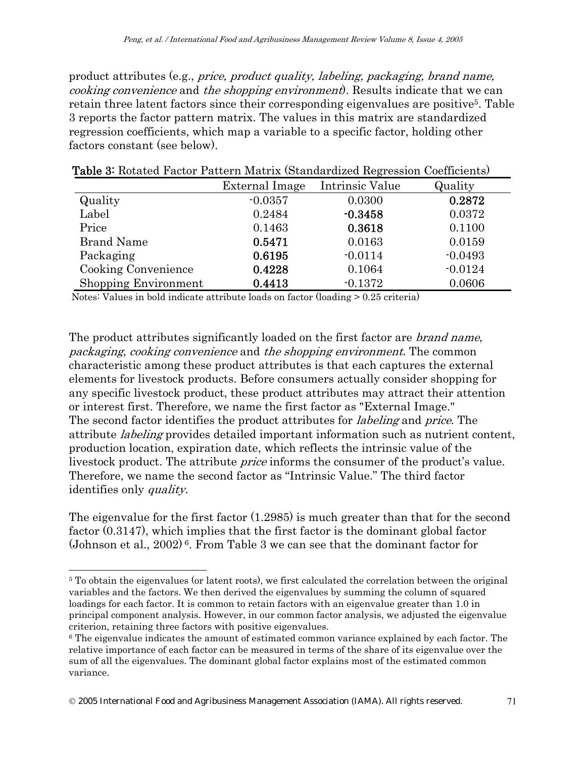product attributes (e.g., *price, product quality, labeling, packaging, brand name, cooking convenience* and *the shopping environment*). Results indicate that we can retain three latent factors since their corresponding eigenvalues are positive[5]. Table 3 reports the factor pattern matrix. The values in this matrix are standardized regression coefficients, which map a variable to a specific factor, holding other factors constant (see below).

**Table 3:** Rotated Factor Pattern Matrix (Standardized Regression Coefficients)

| | External Image | Intrinsic Value | Quality |
|---|---|---|---|
| Quality | -0.0357 | 0.0300 | **0.2872** |
| Label | 0.2484 | **-0.3458** | 0.0372 |
| Price | 0.1463 | **0.3618** | 0.1100 |
| Brand Name | **0.5471** | 0.0163 | 0.0159 |
| Packaging | **0.6195** | -0.0114 | -0.0493 |
| Cooking Convenience | **0.4228** | 0.1064 | -0.0124 |
| Shopping Environment | **0.4413** | -0.1372 | 0.0606 |

Notes: Values in bold indicate attribute loads on factor (loading > 0.25 criteria)

The product attributes significantly loaded on the first factor are *brand name*, *packaging*, *cooking convenience* and *the shopping environment*. The common characteristic among these product attributes is that each captures the external elements for livestock products. Before consumers actually consider shopping for any specific livestock product, these product attributes may attract their attention or interest first. Therefore, we name the first factor as "External Image." The second factor identifies the product attributes for *labeling* and *price*. The attribute *labeling* provides detailed important information such as nutrient content, production location, expiration date, which reflects the intrinsic value of the livestock product. The attribute *price* informs the consumer of the product's value. Therefore, we name the second factor as "Intrinsic Value." The third factor identifies only *quality*.

The eigenvalue for the first factor (1.2985) is much greater than that for the second factor (0.3147), which implies that the first factor is the dominant global factor (Johnson et al., 2002)[6]. From Table 3 we can see that the dominant factor for

---

[5] To obtain the eigenvalues (or latent roots), we first calculated the correlation between the original variables and the factors. We then derived the eigenvalues by summing the column of squared loadings for each factor. It is common to retain factors with an eigenvalue greater than 1.0 in principal component analysis. However, in our common factor analysis, we adjusted the eigenvalue criterion, retaining three factors with positive eigenvalues.

[6] The eigenvalue indicates the amount of estimated common variance explained by each factor. The relative importance of each factor can be measured in terms of the share of its eigenvalue over the sum of all the eigenvalues. The dominant global factor explains most of the estimated common variance.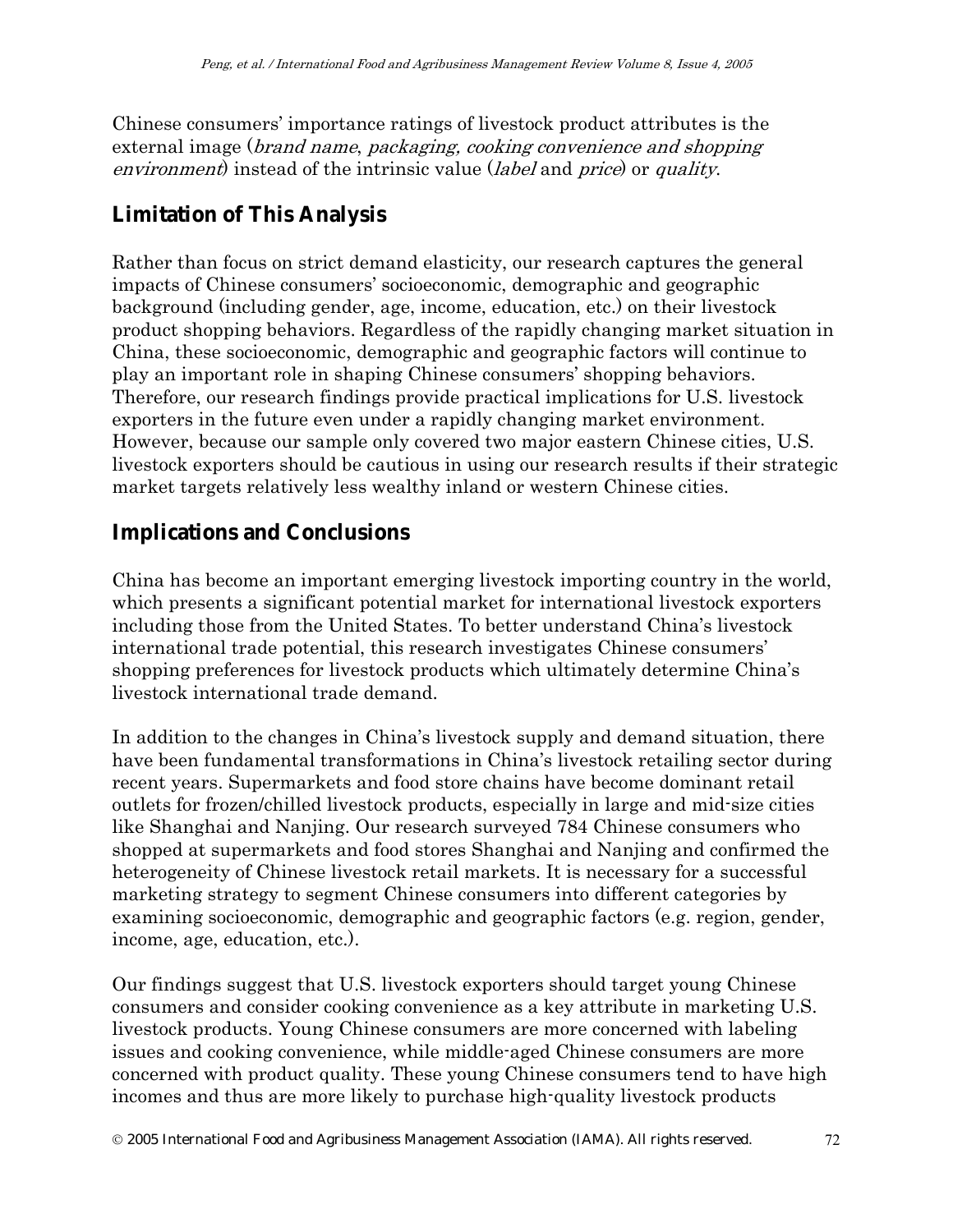Chinese consumers' importance ratings of livestock product attributes is the external image (*brand name*, *packaging, cooking convenience and shopping environment*) instead of the intrinsic value (*label* and *price*) or *quality*.

## Limitation of This Analysis

Rather than focus on strict demand elasticity, our research captures the general impacts of Chinese consumers' socioeconomic, demographic and geographic background (including gender, age, income, education, etc.) on their livestock product shopping behaviors. Regardless of the rapidly changing market situation in China, these socioeconomic, demographic and geographic factors will continue to play an important role in shaping Chinese consumers' shopping behaviors. Therefore, our research findings provide practical implications for U.S. livestock exporters in the future even under a rapidly changing market environment. However, because our sample only covered two major eastern Chinese cities, U.S. livestock exporters should be cautious in using our research results if their strategic market targets relatively less wealthy inland or western Chinese cities.

## Implications and Conclusions

China has become an important emerging livestock importing country in the world, which presents a significant potential market for international livestock exporters including those from the United States. To better understand China's livestock international trade potential, this research investigates Chinese consumers' shopping preferences for livestock products which ultimately determine China's livestock international trade demand.

In addition to the changes in China's livestock supply and demand situation, there have been fundamental transformations in China's livestock retailing sector during recent years. Supermarkets and food store chains have become dominant retail outlets for frozen/chilled livestock products, especially in large and mid-size cities like Shanghai and Nanjing. Our research surveyed 784 Chinese consumers who shopped at supermarkets and food stores Shanghai and Nanjing and confirmed the heterogeneity of Chinese livestock retail markets. It is necessary for a successful marketing strategy to segment Chinese consumers into different categories by examining socioeconomic, demographic and geographic factors (e.g. region, gender, income, age, education, etc.).

Our findings suggest that U.S. livestock exporters should target young Chinese consumers and consider cooking convenience as a key attribute in marketing U.S. livestock products. Young Chinese consumers are more concerned with labeling issues and cooking convenience, while middle-aged Chinese consumers are more concerned with product quality. These young Chinese consumers tend to have high incomes and thus are more likely to purchase high-quality livestock products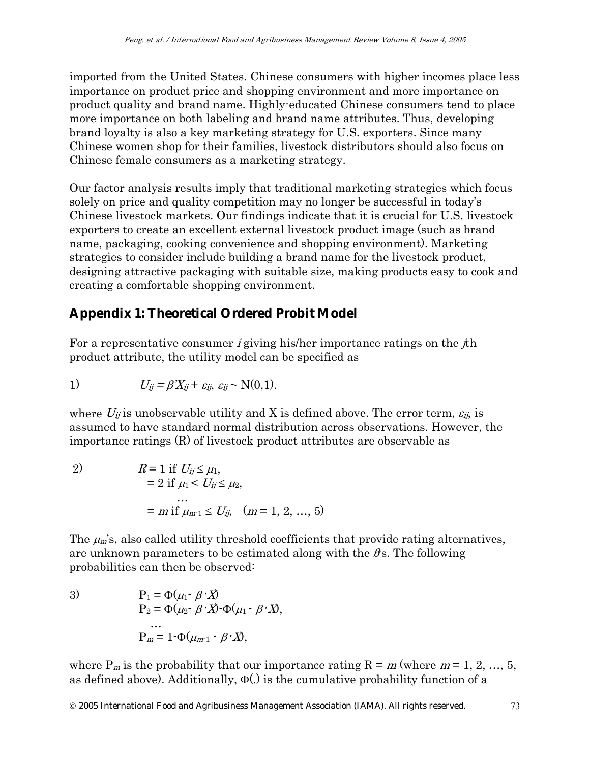imported from the United States. Chinese consumers with higher incomes place less importance on product price and shopping environment and more importance on product quality and brand name. Highly-educated Chinese consumers tend to place more importance on both labeling and brand name attributes. Thus, developing brand loyalty is also a key marketing strategy for U.S. exporters. Since many Chinese women shop for their families, livestock distributors should also focus on Chinese female consumers as a marketing strategy.

Our factor analysis results imply that traditional marketing strategies which focus solely on price and quality competition may no longer be successful in today's Chinese livestock markets. Our findings indicate that it is crucial for U.S. livestock exporters to create an excellent external livestock product image (such as brand name, packaging, cooking convenience and shopping environment). Marketing strategies to consider include building a brand name for the livestock product, designing attractive packaging with suitable size, making products easy to cook and creating a comfortable shopping environment.

## Appendix 1: Theoretical Ordered Probit Model

For a representative consumer $i$ giving his/her importance ratings on the $j$th product attribute, the utility model can be specified as

$$1) \qquad U_{ij} = \beta' X_{ij} + \varepsilon_{ij}, \ \varepsilon_{ij} \sim \mathrm{N}(0,1).$$

where $U_{ij}$ is unobservable utility and X is defined above. The error term, $\varepsilon_{ij}$, is assumed to have standard normal distribution across observations. However, the importance ratings (R) of livestock product attributes are observable as

$$2) \qquad \begin{aligned} R &= 1 \text{ if } U_{ij} \leq \mu_1, \\ &= 2 \text{ if } \mu_1 < U_{ij} \leq \mu_2, \\ &\quad \ldots \\ &= m \text{ if } \mu_{m-1} \leq U_{ij}, \quad (m = 1, 2, \ldots, 5) \end{aligned}$$

The $\mu_m$'s, also called utility threshold coefficients that provide rating alternatives, are unknown parameters to be estimated along with the $\beta$s. The following probabilities can then be observed:

$$3) \qquad \begin{aligned} \mathrm{P}_1 &= \Phi(\mu_1 - \beta' X) \\ \mathrm{P}_2 &= \Phi(\mu_2 - \beta' X) - \Phi(\mu_1 - \beta' X), \\ &\quad \ldots \\ \mathrm{P}_m &= 1 - \Phi(\mu_{m-1} - \beta' X), \end{aligned}$$

where $\mathrm{P}_m$ is the probability that our importance rating $\mathrm{R} = m$ (where $m = 1, 2, \ldots, 5$, as defined above). Additionally, $\Phi(.)$ is the cumulative probability function of a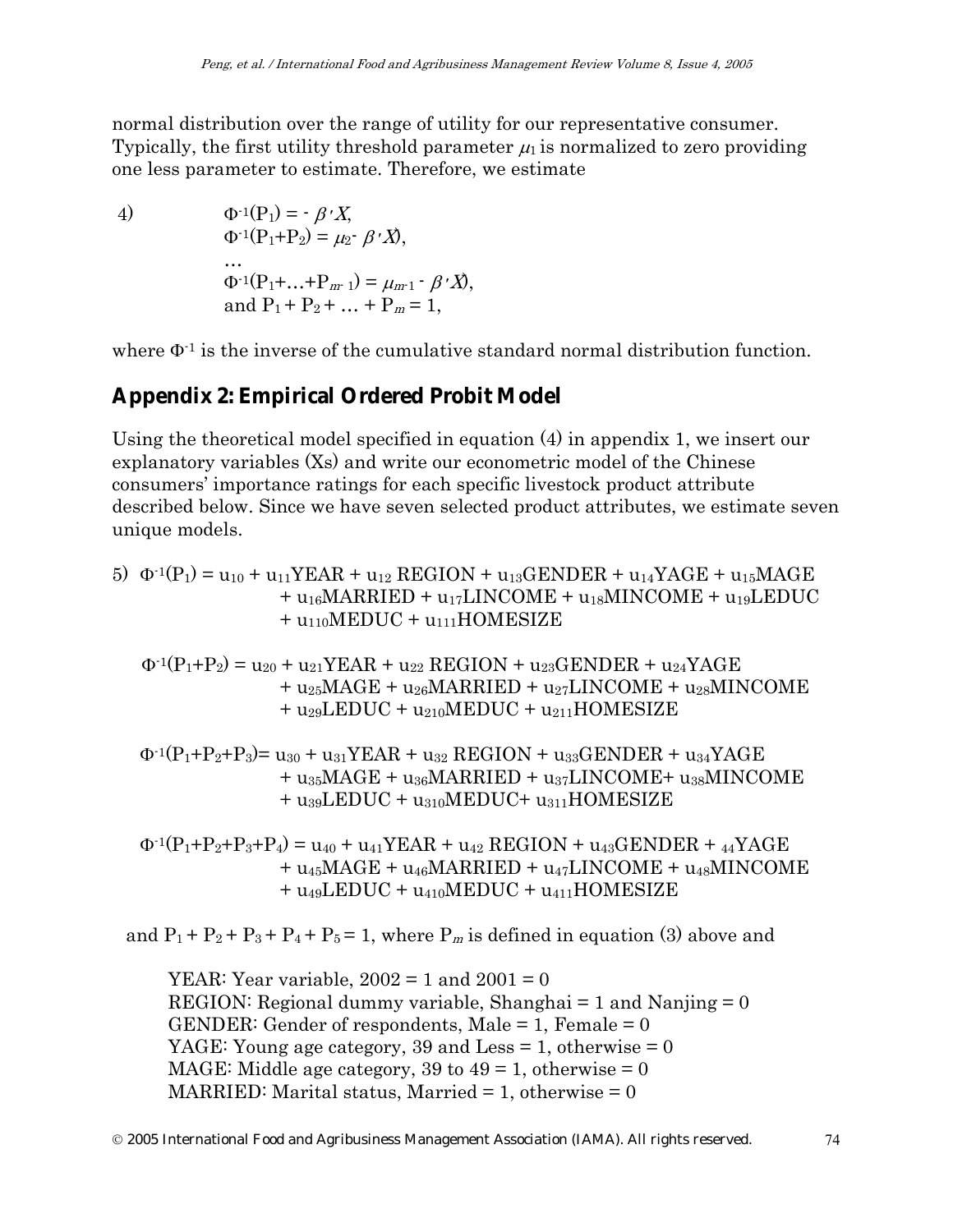normal distribution over the range of utility for our representative consumer. Typically, the first utility threshold parameter $\mu_1$ is normalized to zero providing one less parameter to estimate. Therefore, we estimate

$$
\begin{aligned}
4) \quad & \Phi^{-1}(P_1) = -\beta' X, \\
& \Phi^{-1}(P_1+P_2) = \mu_2 - \beta' X), \\
& \ldots \\
& \Phi^{-1}(P_1+\ldots+P_{m-1}) = \mu_{m-1} - \beta' X), \\
& \text{and } P_1 + P_2 + \ldots + P_m = 1,
\end{aligned}
$$

where $\Phi^{-1}$ is the inverse of the cumulative standard normal distribution function.

## Appendix 2: Empirical Ordered Probit Model

Using the theoretical model specified in equation (4) in appendix 1, we insert our explanatory variables (Xs) and write our econometric model of the Chinese consumers' importance ratings for each specific livestock product attribute described below. Since we have seven selected product attributes, we estimate seven unique models.

$$
\begin{aligned}
5) \quad \Phi^{-1}(P_1) = {} & u_{10} + u_{11}\text{YEAR} + u_{12}\text{ REGION} + u_{13}\text{GENDER} + u_{14}\text{YAGE} + u_{15}\text{MAGE} \\
& + u_{16}\text{MARRIED} + u_{17}\text{LINCOME} + u_{18}\text{MINCOME} + u_{19}\text{LEDUC} \\
& + u_{110}\text{MEDUC} + u_{111}\text{HOMESIZE}
\end{aligned}
$$

$$
\begin{aligned}
\Phi^{-1}(P_1+P_2) = {} & u_{20} + u_{21}\text{YEAR} + u_{22}\text{ REGION} + u_{23}\text{GENDER} + u_{24}\text{YAGE} \\
& + u_{25}\text{MAGE} + u_{26}\text{MARRIED} + u_{27}\text{LINCOME} + u_{28}\text{MINCOME} \\
& + u_{29}\text{LEDUC} + u_{210}\text{MEDUC} + u_{211}\text{HOMESIZE}
\end{aligned}
$$

$$
\begin{aligned}
\Phi^{-1}(P_1+P_2+P_3) = {} & u_{30} + u_{31}\text{YEAR} + u_{32}\text{ REGION} + u_{33}\text{GENDER} + u_{34}\text{YAGE} \\
& + u_{35}\text{MAGE} + u_{36}\text{MARRIED} + u_{37}\text{LINCOME} + u_{38}\text{MINCOME} \\
& + u_{39}\text{LEDUC} + u_{310}\text{MEDUC} + u_{311}\text{HOMESIZE}
\end{aligned}
$$

$$
\begin{aligned}
\Phi^{-1}(P_1+P_2+P_3+P_4) = {} & u_{40} + u_{41}\text{YEAR} + u_{42}\text{ REGION} + u_{43}\text{GENDER} + {}_{44}\text{YAGE} \\
& + u_{45}\text{MAGE} + u_{46}\text{MARRIED} + u_{47}\text{LINCOME} + u_{48}\text{MINCOME} \\
& + u_{49}\text{LEDUC} + u_{410}\text{MEDUC} + u_{411}\text{HOMESIZE}
\end{aligned}
$$

and $P_1 + P_2 + P_3 + P_4 + P_5 = 1$, where $P_m$ is defined in equation (3) above and

YEAR: Year variable, 2002 = 1 and 2001 = 0
REGION: Regional dummy variable, Shanghai = 1 and Nanjing = 0
GENDER: Gender of respondents, Male = 1, Female = 0
YAGE: Young age category, 39 and Less = 1, otherwise = 0
MAGE: Middle age category, 39 to 49 = 1, otherwise = 0
MARRIED: Marital status, Married = 1, otherwise = 0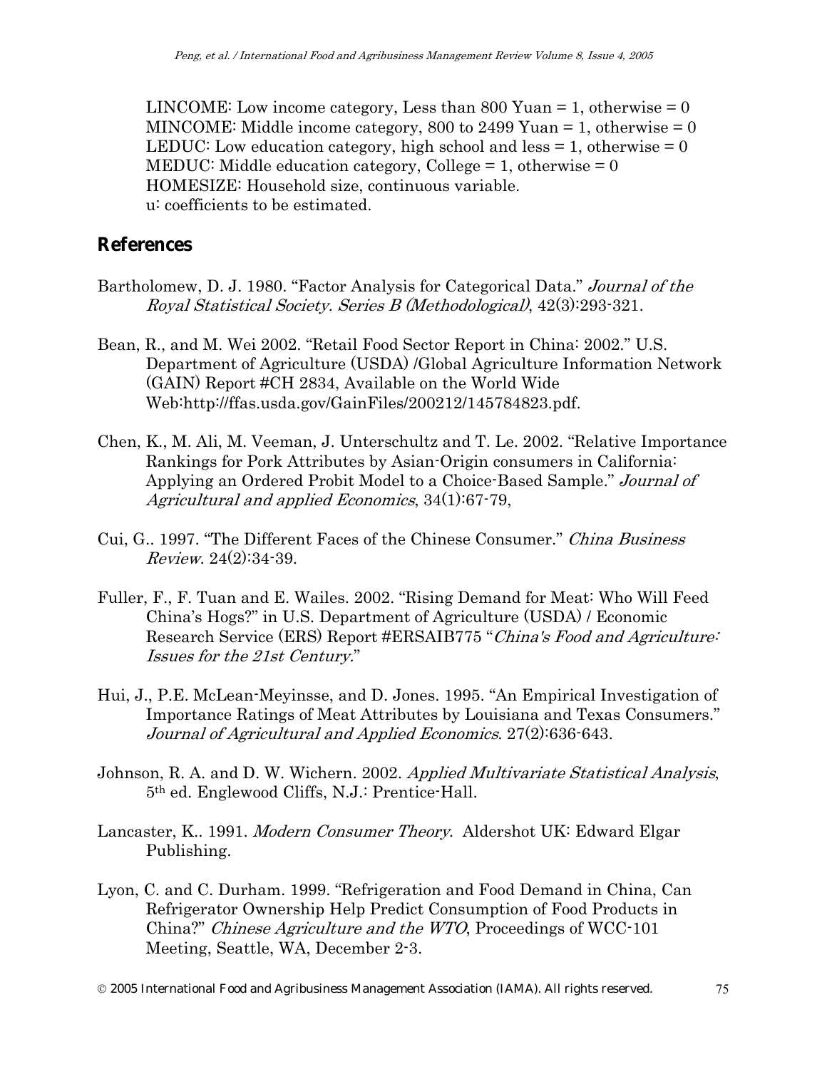LINCOME: Low income category, Less than 800 Yuan = 1, otherwise = 0
MINCOME: Middle income category, 800 to 2499 Yuan = 1, otherwise = 0
LEDUC: Low education category, high school and less = 1, otherwise = 0
MEDUC: Middle education category, College = 1, otherwise = 0
HOMESIZE: Household size, continuous variable.
u: coefficients to be estimated.

## References

Bartholomew, D. J. 1980. "Factor Analysis for Categorical Data." *Journal of the Royal Statistical Society. Series B (Methodological)*, 42(3):293-321.

Bean, R., and M. Wei 2002. "Retail Food Sector Report in China: 2002." U.S. Department of Agriculture (USDA) /Global Agriculture Information Network (GAIN) Report #CH 2834, Available on the World Wide Web:http://ffas.usda.gov/GainFiles/200212/145784823.pdf.

Chen, K., M. Ali, M. Veeman, J. Unterschultz and T. Le. 2002. "Relative Importance Rankings for Pork Attributes by Asian-Origin consumers in California: Applying an Ordered Probit Model to a Choice-Based Sample." *Journal of Agricultural and applied Economics*, 34(1):67-79,

Cui, G.. 1997. "The Different Faces of the Chinese Consumer." *China Business Review*. 24(2):34-39.

Fuller, F., F. Tuan and E. Wailes. 2002. "Rising Demand for Meat: Who Will Feed China's Hogs?" in U.S. Department of Agriculture (USDA) / Economic Research Service (ERS) Report #ERSAIB775 "*China's Food and Agriculture: Issues for the 21st Century.*"

Hui, J., P.E. McLean-Meyinsse, and D. Jones. 1995. "An Empirical Investigation of Importance Ratings of Meat Attributes by Louisiana and Texas Consumers." *Journal of Agricultural and Applied Economics*. 27(2):636-643.

Johnson, R. A. and D. W. Wichern. 2002. *Applied Multivariate Statistical Analysis*, 5th ed. Englewood Cliffs, N.J.: Prentice-Hall.

Lancaster, K.. 1991. *Modern Consumer Theory*. Aldershot UK: Edward Elgar Publishing.

Lyon, C. and C. Durham. 1999. "Refrigeration and Food Demand in China, Can Refrigerator Ownership Help Predict Consumption of Food Products in China?" *Chinese Agriculture and the WTO*, Proceedings of WCC-101 Meeting, Seattle, WA, December 2-3.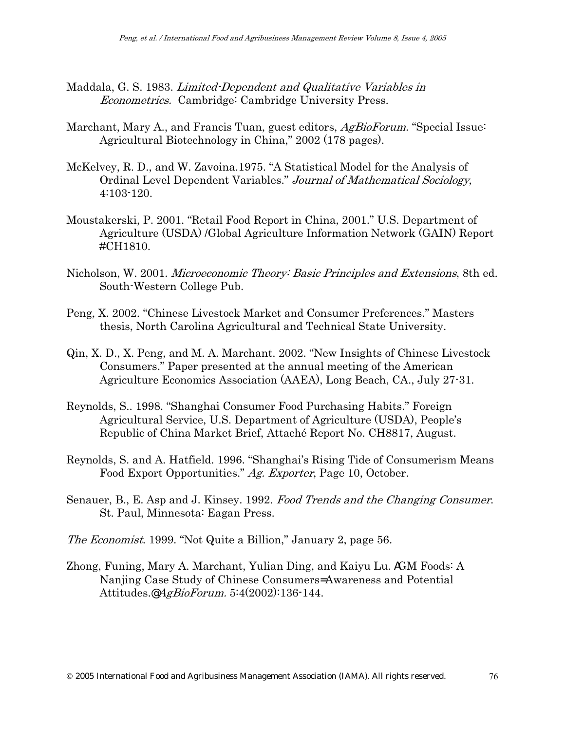Maddala, G. S. 1983. *Limited-Dependent and Qualitative Variables in Econometrics.* Cambridge: Cambridge University Press.

Marchant, Mary A., and Francis Tuan, guest editors, *AgBioForum.* "Special Issue: Agricultural Biotechnology in China," 2002 (178 pages).

McKelvey, R. D., and W. Zavoina.1975. "A Statistical Model for the Analysis of Ordinal Level Dependent Variables." *Journal of Mathematical Sociology*, 4:103-120.

Moustakerski, P. 2001. "Retail Food Report in China, 2001." U.S. Department of Agriculture (USDA) /Global Agriculture Information Network (GAIN) Report #CH1810.

Nicholson, W. 2001. *Microeconomic Theory: Basic Principles and Extensions*, 8th ed. South-Western College Pub.

Peng, X. 2002. "Chinese Livestock Market and Consumer Preferences." Masters thesis, North Carolina Agricultural and Technical State University.

Qin, X. D., X. Peng, and M. A. Marchant. 2002. "New Insights of Chinese Livestock Consumers." Paper presented at the annual meeting of the American Agriculture Economics Association (AAEA), Long Beach, CA., July 27-31.

Reynolds, S.. 1998. "Shanghai Consumer Food Purchasing Habits." Foreign Agricultural Service, U.S. Department of Agriculture (USDA), People's Republic of China Market Brief, Attaché Report No. CH8817, August.

Reynolds, S. and A. Hatfield. 1996. "Shanghai's Rising Tide of Consumerism Means Food Export Opportunities." *Ag. Exporter*, Page 10, October.

Senauer, B., E. Asp and J. Kinsey. 1992. *Food Trends and the Changing Consumer*. St. Paul, Minnesota: Eagan Press.

*The Economist*. 1999. "Not Quite a Billion," January 2, page 56.

Zhong, Funing, Mary A. Marchant, Yulian Ding, and Kaiyu Lu. AGM Foods: A Nanjing Case Study of Chinese Consumers=Awareness and Potential Attitudes.@*AgBioForum.* 5:4(2002):136-144.